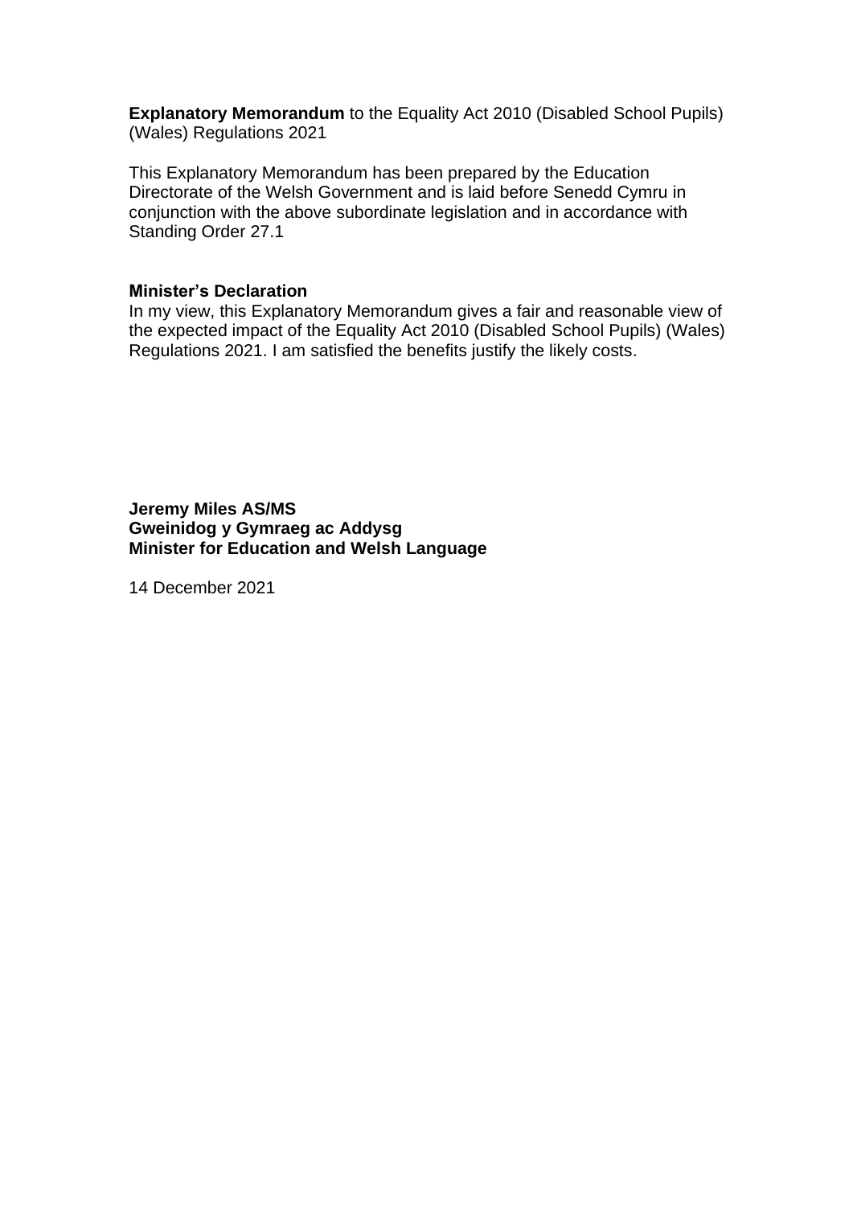**Explanatory Memorandum** to the Equality Act 2010 (Disabled School Pupils) (Wales) Regulations 2021

This Explanatory Memorandum has been prepared by the Education Directorate of the Welsh Government and is laid before Senedd Cymru in conjunction with the above subordinate legislation and in accordance with Standing Order 27.1

**Minister's Declaration**

In my view, this Explanatory Memorandum gives a fair and reasonable view of the expected impact of the Equality Act 2010 (Disabled School Pupils) (Wales) Regulations 2021. I am satisfied the benefits justify the likely costs.

**Jeremy Miles AS/MS**
**Gweinidog y Gymraeg ac Addysg**
**Minister for Education and Welsh Language**

14 December 2021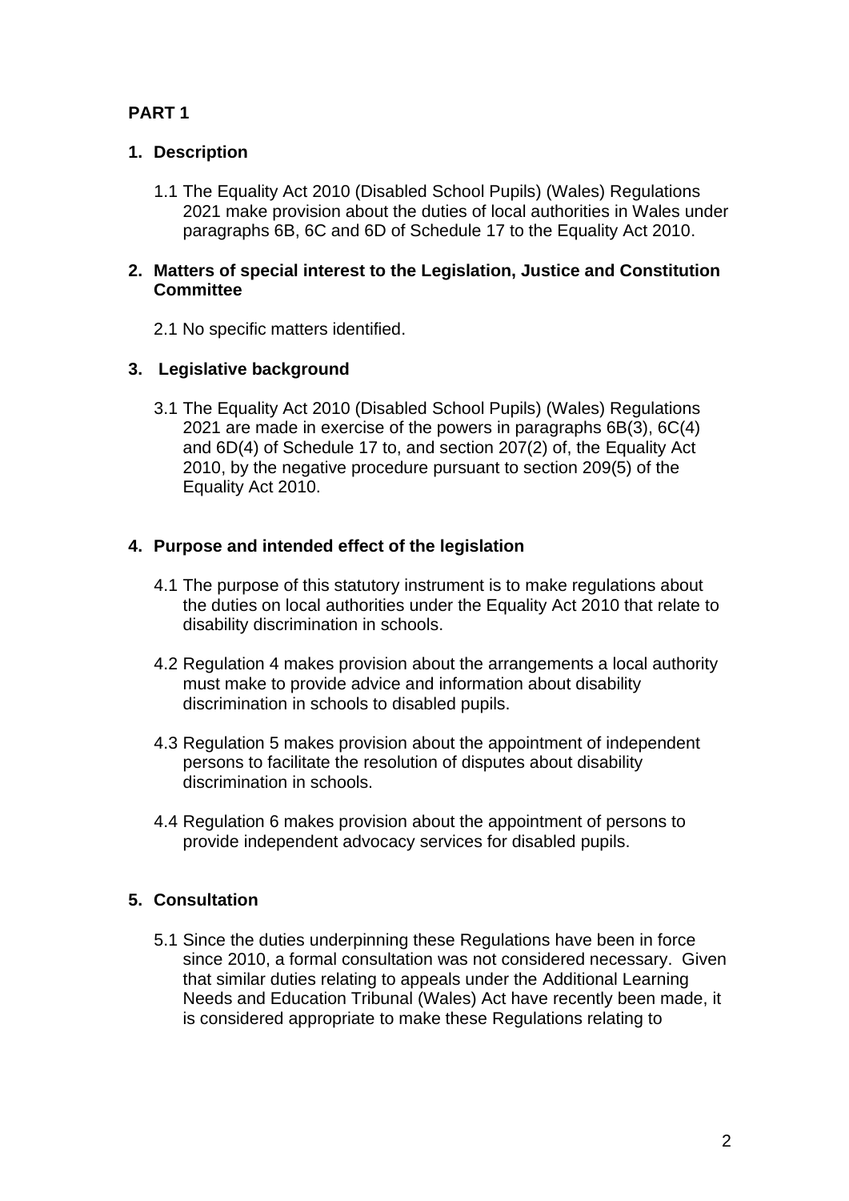## PART 1

### 1. Description

1.1 The Equality Act 2010 (Disabled School Pupils) (Wales) Regulations 2021 make provision about the duties of local authorities in Wales under paragraphs 6B, 6C and 6D of Schedule 17 to the Equality Act 2010.

### 2. Matters of special interest to the Legislation, Justice and Constitution Committee

2.1 No specific matters identified.

### 3. Legislative background

3.1 The Equality Act 2010 (Disabled School Pupils) (Wales) Regulations 2021 are made in exercise of the powers in paragraphs 6B(3), 6C(4) and 6D(4) of Schedule 17 to, and section 207(2) of, the Equality Act 2010, by the negative procedure pursuant to section 209(5) of the Equality Act 2010.

### 4. Purpose and intended effect of the legislation

4.1 The purpose of this statutory instrument is to make regulations about the duties on local authorities under the Equality Act 2010 that relate to disability discrimination in schools.

4.2 Regulation 4 makes provision about the arrangements a local authority must make to provide advice and information about disability discrimination in schools to disabled pupils.

4.3 Regulation 5 makes provision about the appointment of independent persons to facilitate the resolution of disputes about disability discrimination in schools.

4.4 Regulation 6 makes provision about the appointment of persons to provide independent advocacy services for disabled pupils.

### 5. Consultation

5.1 Since the duties underpinning these Regulations have been in force since 2010, a formal consultation was not considered necessary. Given that similar duties relating to appeals under the Additional Learning Needs and Education Tribunal (Wales) Act have recently been made, it is considered appropriate to make these Regulations relating to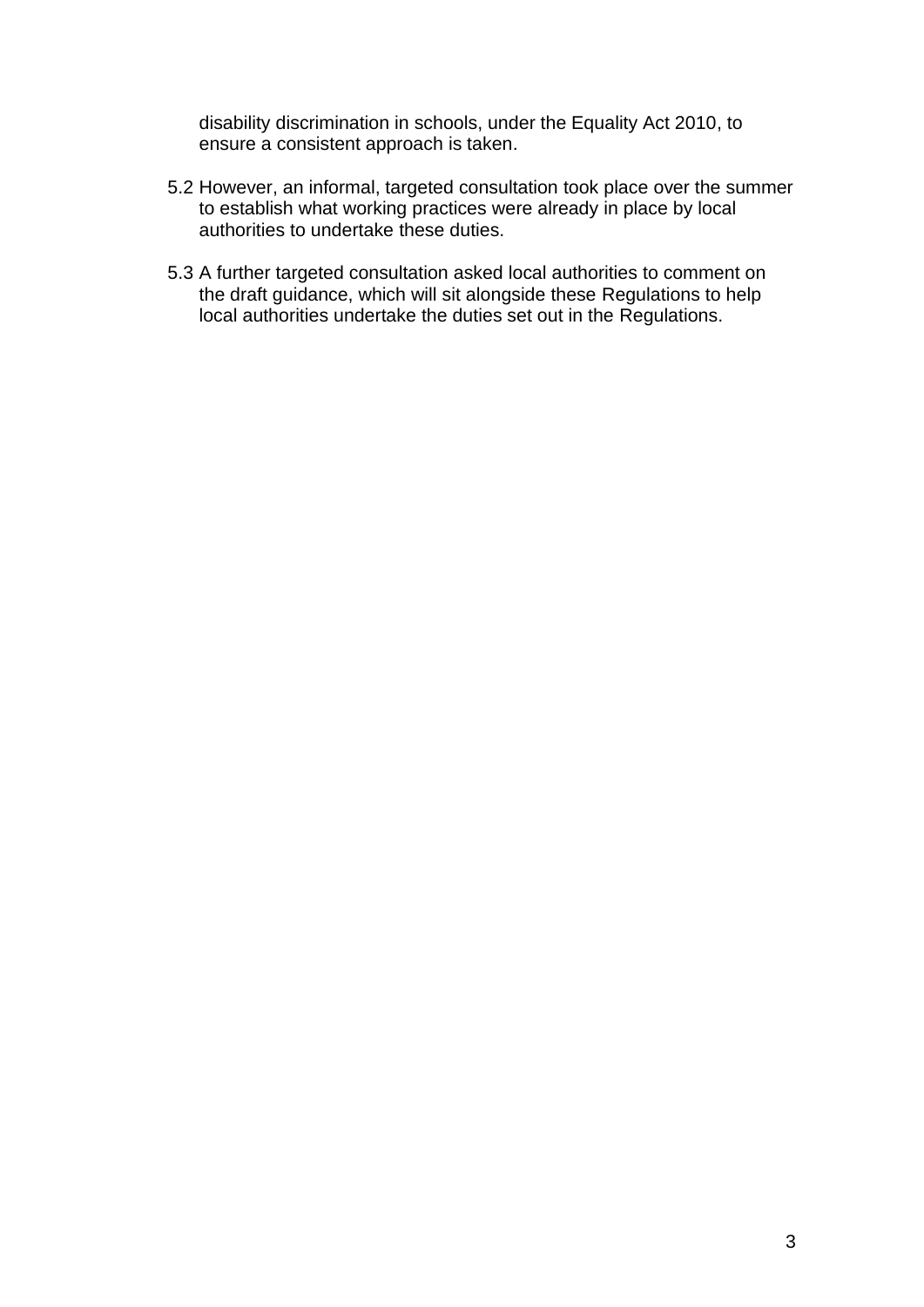disability discrimination in schools, under the Equality Act 2010, to ensure a consistent approach is taken.

5.2 However, an informal, targeted consultation took place over the summer to establish what working practices were already in place by local authorities to undertake these duties.

5.3 A further targeted consultation asked local authorities to comment on the draft guidance, which will sit alongside these Regulations to help local authorities undertake the duties set out in the Regulations.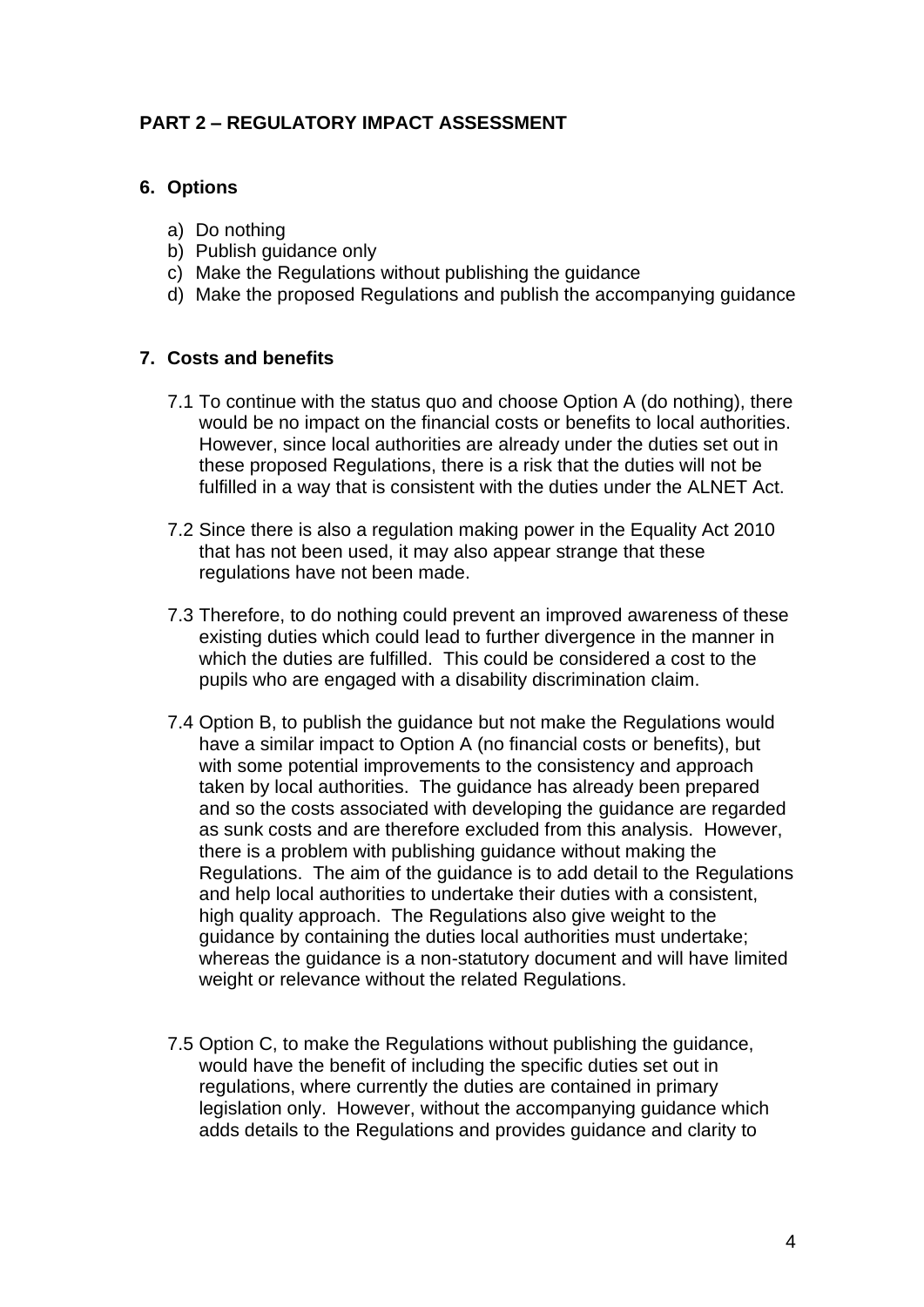## PART 2 – REGULATORY IMPACT ASSESSMENT

### 6. Options

a) Do nothing
b) Publish guidance only
c) Make the Regulations without publishing the guidance
d) Make the proposed Regulations and publish the accompanying guidance

### 7. Costs and benefits

7.1 To continue with the status quo and choose Option A (do nothing), there would be no impact on the financial costs or benefits to local authorities. However, since local authorities are already under the duties set out in these proposed Regulations, there is a risk that the duties will not be fulfilled in a way that is consistent with the duties under the ALNET Act.

7.2 Since there is also a regulation making power in the Equality Act 2010 that has not been used, it may also appear strange that these regulations have not been made.

7.3 Therefore, to do nothing could prevent an improved awareness of these existing duties which could lead to further divergence in the manner in which the duties are fulfilled. This could be considered a cost to the pupils who are engaged with a disability discrimination claim.

7.4 Option B, to publish the guidance but not make the Regulations would have a similar impact to Option A (no financial costs or benefits), but with some potential improvements to the consistency and approach taken by local authorities. The guidance has already been prepared and so the costs associated with developing the guidance are regarded as sunk costs and are therefore excluded from this analysis. However, there is a problem with publishing guidance without making the Regulations. The aim of the guidance is to add detail to the Regulations and help local authorities to undertake their duties with a consistent, high quality approach. The Regulations also give weight to the guidance by containing the duties local authorities must undertake; whereas the guidance is a non-statutory document and will have limited weight or relevance without the related Regulations.

7.5 Option C, to make the Regulations without publishing the guidance, would have the benefit of including the specific duties set out in regulations, where currently the duties are contained in primary legislation only. However, without the accompanying guidance which adds details to the Regulations and provides guidance and clarity to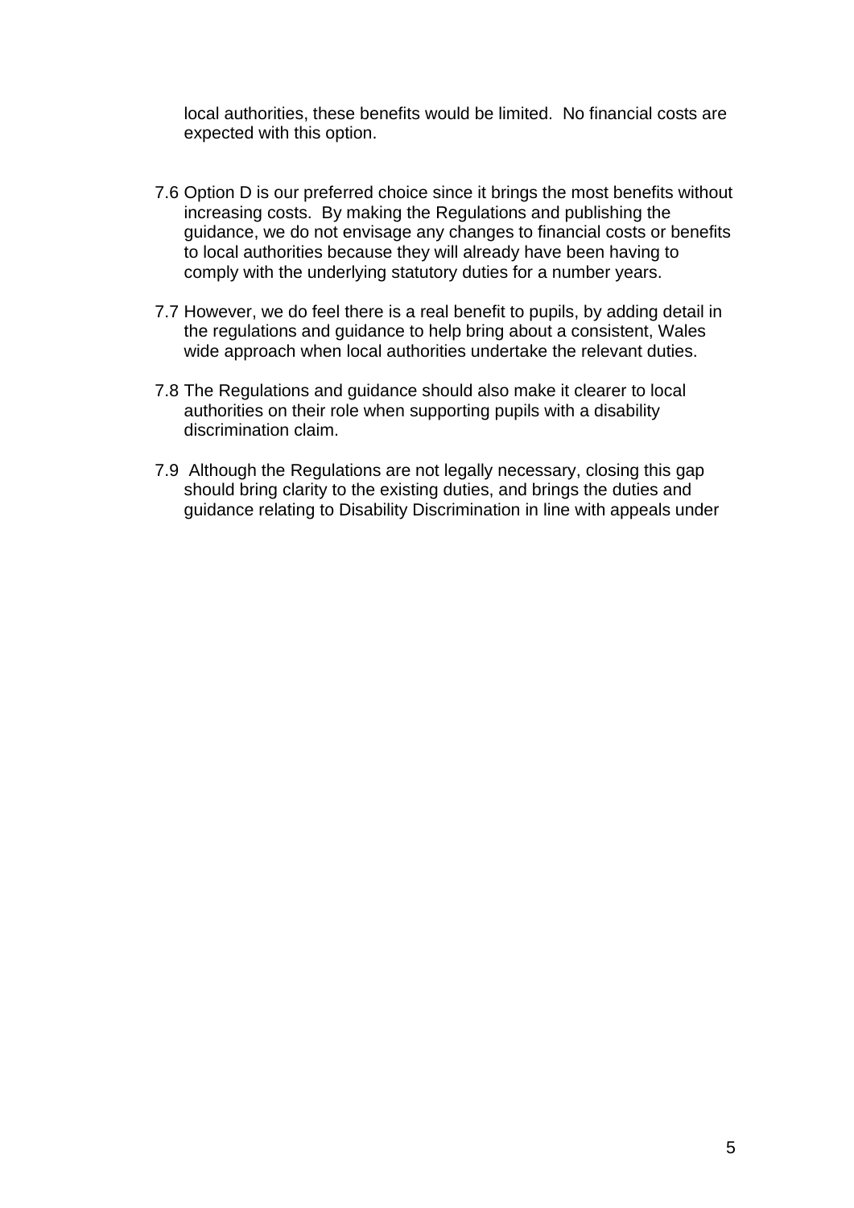local authorities, these benefits would be limited. No financial costs are expected with this option.

7.6 Option D is our preferred choice since it brings the most benefits without increasing costs. By making the Regulations and publishing the guidance, we do not envisage any changes to financial costs or benefits to local authorities because they will already have been having to comply with the underlying statutory duties for a number years.

7.7 However, we do feel there is a real benefit to pupils, by adding detail in the regulations and guidance to help bring about a consistent, Wales wide approach when local authorities undertake the relevant duties.

7.8 The Regulations and guidance should also make it clearer to local authorities on their role when supporting pupils with a disability discrimination claim.

7.9 Although the Regulations are not legally necessary, closing this gap should bring clarity to the existing duties, and brings the duties and guidance relating to Disability Discrimination in line with appeals under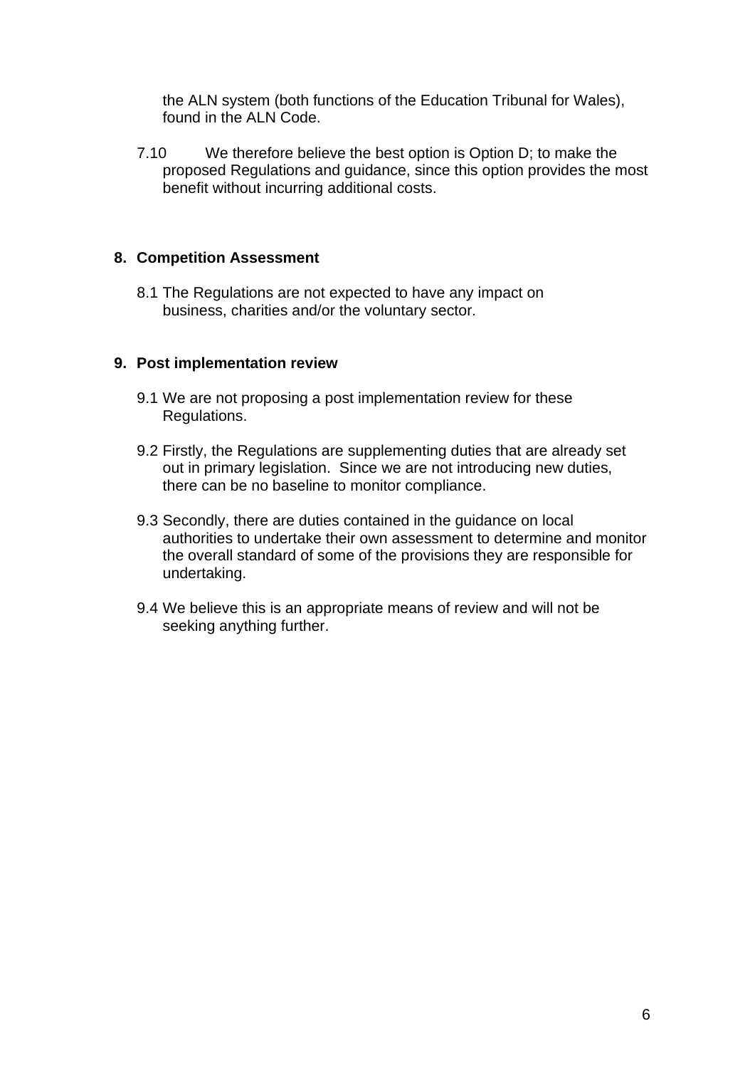the ALN system (both functions of the Education Tribunal for Wales), found in the ALN Code.

7.10 We therefore believe the best option is Option D; to make the proposed Regulations and guidance, since this option provides the most benefit without incurring additional costs.

## 8. Competition Assessment

8.1 The Regulations are not expected to have any impact on business, charities and/or the voluntary sector.

## 9. Post implementation review

9.1 We are not proposing a post implementation review for these Regulations.

9.2 Firstly, the Regulations are supplementing duties that are already set out in primary legislation. Since we are not introducing new duties, there can be no baseline to monitor compliance.

9.3 Secondly, there are duties contained in the guidance on local authorities to undertake their own assessment to determine and monitor the overall standard of some of the provisions they are responsible for undertaking.

9.4 We believe this is an appropriate means of review and will not be seeking anything further.